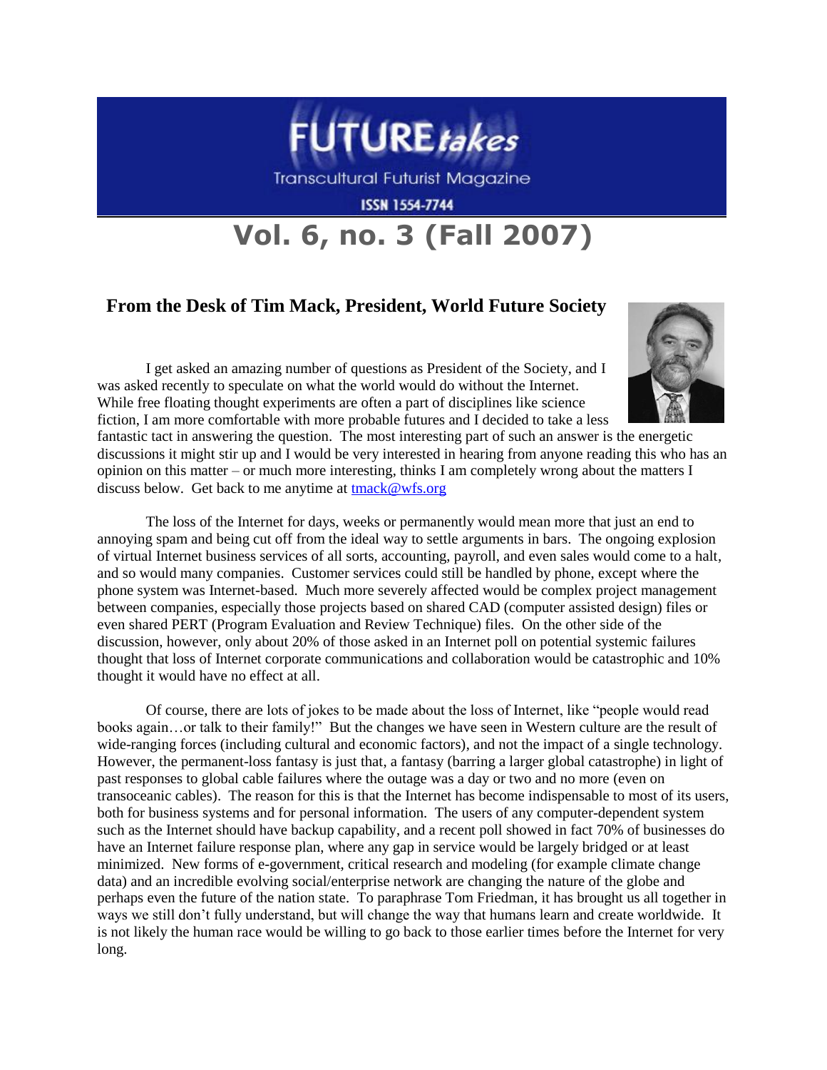# FUTURE*takes*

Transcultural Futurist Magazine

ISSN 1554-7744

## Vol. 6, no. 3 (Fall 2007)

### From the Desk of Tim Mack, President, World Future Society

I get asked an amazing number of questions as President of the Society, and I was asked recently to speculate on what the world would do without the Internet. While free floating thought experiments are often a part of disciplines like science fiction, I am more comfortable with more probable futures and I decided to take a less fantastic tact in answering the question. The most interesting part of such an answer is the energetic discussions it might stir up and I would be very interested in hearing from anyone reading this who has an opinion on this matter – or much more interesting, thinks I am completely wrong about the matters I discuss below. Get back to me anytime at tmack@wfs.org

The loss of the Internet for days, weeks or permanently would mean more that just an end to annoying spam and being cut off from the ideal way to settle arguments in bars. The ongoing explosion of virtual Internet business services of all sorts, accounting, payroll, and even sales would come to a halt, and so would many companies. Customer services could still be handled by phone, except where the phone system was Internet-based. Much more severely affected would be complex project management between companies, especially those projects based on shared CAD (computer assisted design) files or even shared PERT (Program Evaluation and Review Technique) files. On the other side of the discussion, however, only about 20% of those asked in an Internet poll on potential systemic failures thought that loss of Internet corporate communications and collaboration would be catastrophic and 10% thought it would have no effect at all.

Of course, there are lots of jokes to be made about the loss of Internet, like "people would read books again…or talk to their family!" But the changes we have seen in Western culture are the result of wide-ranging forces (including cultural and economic factors), and not the impact of a single technology. However, the permanent-loss fantasy is just that, a fantasy (barring a larger global catastrophe) in light of past responses to global cable failures where the outage was a day or two and no more (even on transoceanic cables). The reason for this is that the Internet has become indispensable to most of its users, both for business systems and for personal information. The users of any computer-dependent system such as the Internet should have backup capability, and a recent poll showed in fact 70% of businesses do have an Internet failure response plan, where any gap in service would be largely bridged or at least minimized. New forms of e-government, critical research and modeling (for example climate change data) and an incredible evolving social/enterprise network are changing the nature of the globe and perhaps even the future of the nation state. To paraphrase Tom Friedman, it has brought us all together in ways we still don't fully understand, but will change the way that humans learn and create worldwide. It is not likely the human race would be willing to go back to those earlier times before the Internet for very long.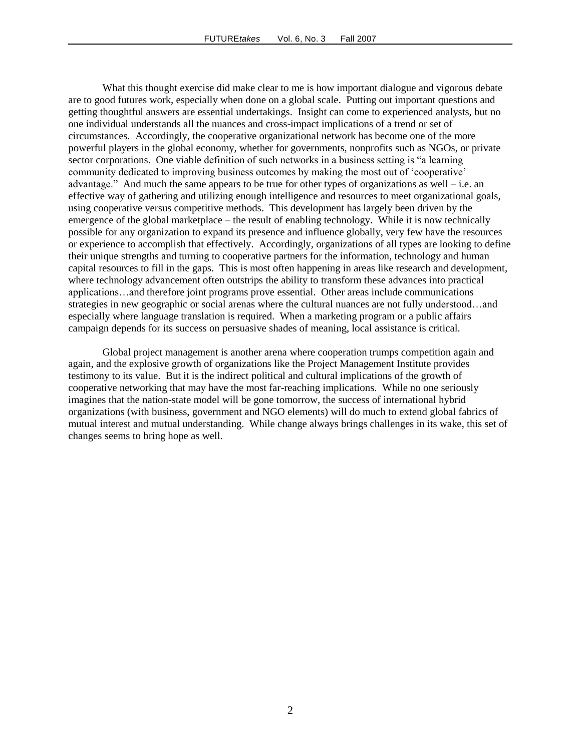What this thought exercise did make clear to me is how important dialogue and vigorous debate are to good futures work, especially when done on a global scale. Putting out important questions and getting thoughtful answers are essential undertakings. Insight can come to experienced analysts, but no one individual understands all the nuances and cross-impact implications of a trend or set of circumstances. Accordingly, the cooperative organizational network has become one of the more powerful players in the global economy, whether for governments, nonprofits such as NGOs, or private sector corporations. One viable definition of such networks in a business setting is "a learning community dedicated to improving business outcomes by making the most out of 'cooperative' advantage." And much the same appears to be true for other types of organizations as well – i.e. an effective way of gathering and utilizing enough intelligence and resources to meet organizational goals, using cooperative versus competitive methods. This development has largely been driven by the emergence of the global marketplace – the result of enabling technology. While it is now technically possible for any organization to expand its presence and influence globally, very few have the resources or experience to accomplish that effectively. Accordingly, organizations of all types are looking to define their unique strengths and turning to cooperative partners for the information, technology and human capital resources to fill in the gaps. This is most often happening in areas like research and development, where technology advancement often outstrips the ability to transform these advances into practical applications…and therefore joint programs prove essential. Other areas include communications strategies in new geographic or social arenas where the cultural nuances are not fully understood…and especially where language translation is required. When a marketing program or a public affairs campaign depends for its success on persuasive shades of meaning, local assistance is critical.

Global project management is another arena where cooperation trumps competition again and again, and the explosive growth of organizations like the Project Management Institute provides testimony to its value. But it is the indirect political and cultural implications of the growth of cooperative networking that may have the most far-reaching implications. While no one seriously imagines that the nation-state model will be gone tomorrow, the success of international hybrid organizations (with business, government and NGO elements) will do much to extend global fabrics of mutual interest and mutual understanding. While change always brings challenges in its wake, this set of changes seems to bring hope as well.